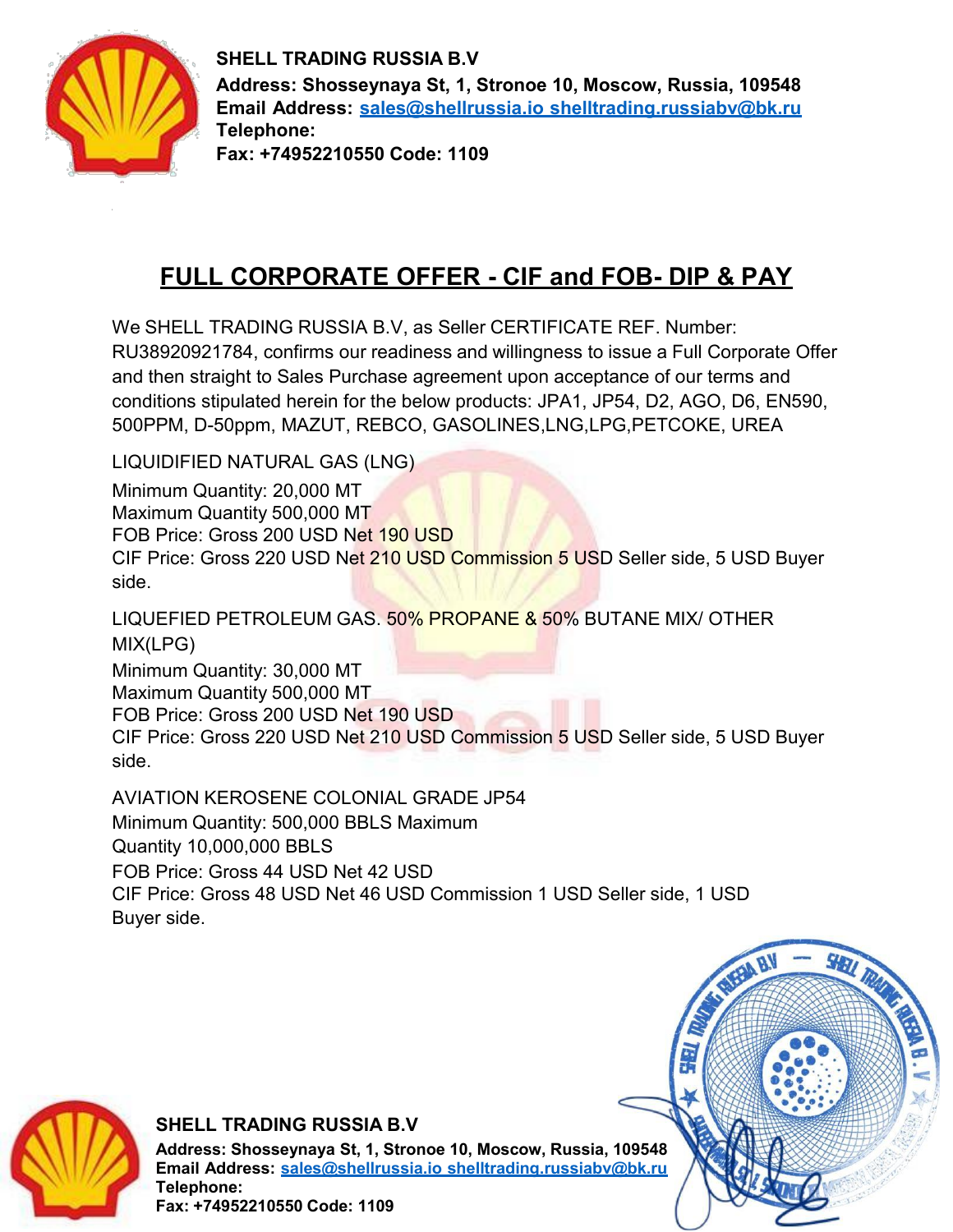**SHELL TRADING RUSSIA B.V**
**Address: Shosseynaya St, 1, Stronoe 10, Moscow, Russia, 109548**
**Email Address: sales@shellrussia.io shelltrading.russiabv@bk.ru**
**Telephone:**
**Fax: +74952210550 Code: 1109**

# FULL CORPORATE OFFER - CIF and FOB- DIP & PAY

We SHELL TRADING RUSSIA B.V, as Seller CERTIFICATE REF. Number: RU38920921784, confirms our readiness and willingness to issue a Full Corporate Offer and then straight to Sales Purchase agreement upon acceptance of our terms and conditions stipulated herein for the below products: JPA1, JP54, D2, AGO, D6, EN590, 500PPM, D-50ppm, MAZUT, REBCO, GASOLINES,LNG,LPG,PETCOKE, UREA

LIQUIDIFIED NATURAL GAS (LNG)
Minimum Quantity: 20,000 MT
Maximum Quantity 500,000 MT
FOB Price: Gross 200 USD Net 190 USD
CIF Price: Gross 220 USD Net 210 USD Commission 5 USD Seller side, 5 USD Buyer side.

LIQUEFIED PETROLEUM GAS. 50% PROPANE & 50% BUTANE MIX/ OTHER MIX(LPG)
Minimum Quantity: 30,000 MT
Maximum Quantity 500,000 MT
FOB Price: Gross 200 USD Net 190 USD
CIF Price: Gross 220 USD Net 210 USD Commission 5 USD Seller side, 5 USD Buyer side.

AVIATION KEROSENE COLONIAL GRADE JP54
Minimum Quantity: 500,000 BBLS Maximum Quantity 10,000,000 BBLS
FOB Price: Gross 44 USD Net 42 USD
CIF Price: Gross 48 USD Net 46 USD Commission 1 USD Seller side, 1 USD Buyer side.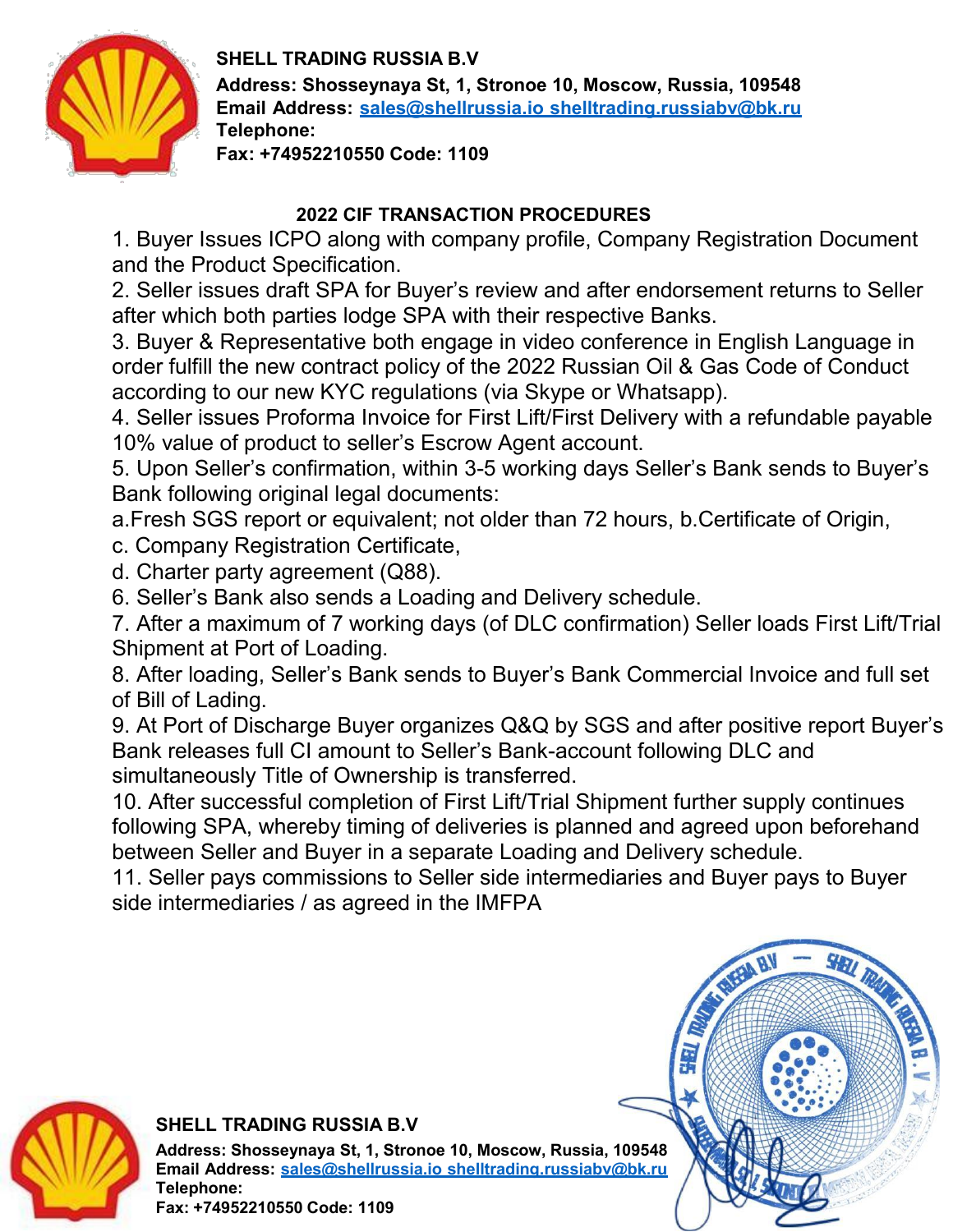**SHELL TRADING RUSSIA B.V**
**Address: Shosseynaya St, 1, Stronoe 10, Moscow, Russia, 109548**
**Email Address: sales@shellrussia.io shelltrading.russiabv@bk.ru**
**Telephone:**
**Fax: +74952210550 Code: 1109**

## 2022 CIF TRANSACTION PROCEDURES

1. Buyer Issues ICPO along with company profile, Company Registration Document and the Product Specification.
2. Seller issues draft SPA for Buyer's review and after endorsement returns to Seller after which both parties lodge SPA with their respective Banks.
3. Buyer & Representative both engage in video conference in English Language in order fulfill the new contract policy of the 2022 Russian Oil & Gas Code of Conduct according to our new KYC regulations (via Skype or Whatsapp).
4. Seller issues Proforma Invoice for First Lift/First Delivery with a refundable payable 10% value of product to seller's Escrow Agent account.
5. Upon Seller's confirmation, within 3-5 working days Seller's Bank sends to Buyer's Bank following original legal documents:
a.Fresh SGS report or equivalent; not older than 72 hours, b.Certificate of Origin,
c. Company Registration Certificate,
d. Charter party agreement (Q88).
6. Seller's Bank also sends a Loading and Delivery schedule.
7. After a maximum of 7 working days (of DLC confirmation) Seller loads First Lift/Trial Shipment at Port of Loading.
8. After loading, Seller's Bank sends to Buyer's Bank Commercial Invoice and full set of Bill of Lading.
9. At Port of Discharge Buyer organizes Q&Q by SGS and after positive report Buyer's Bank releases full CI amount to Seller's Bank-account following DLC and simultaneously Title of Ownership is transferred.
10. After successful completion of First Lift/Trial Shipment further supply continues following SPA, whereby timing of deliveries is planned and agreed upon beforehand between Seller and Buyer in a separate Loading and Delivery schedule.
11. Seller pays commissions to Seller side intermediaries and Buyer pays to Buyer side intermediaries / as agreed in the IMFPA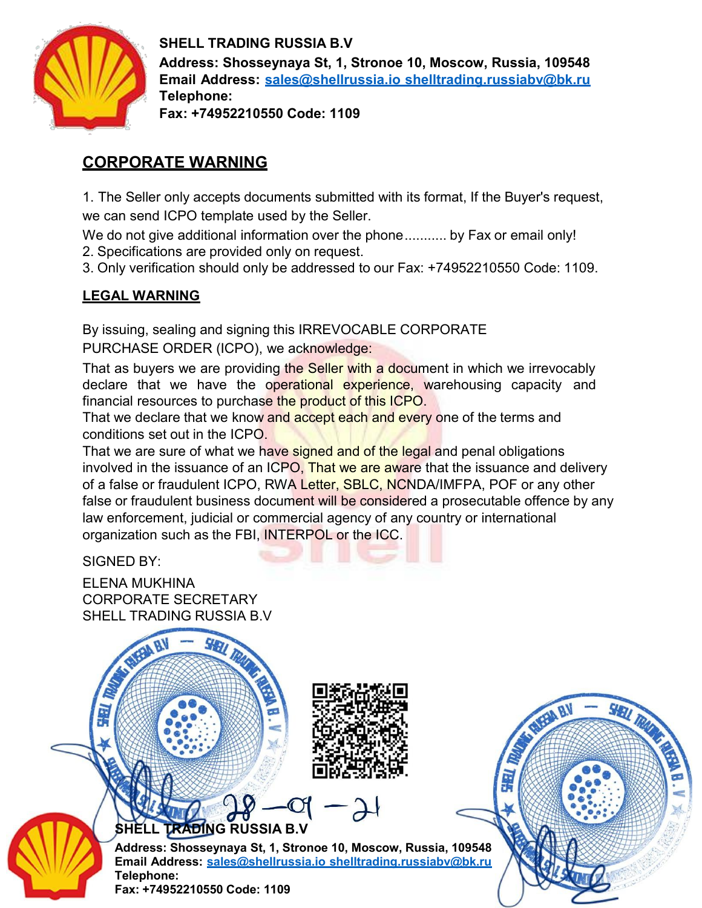**SHELL TRADING RUSSIA B.V**
**Address: Shosseynaya St, 1, Stronoe 10, Moscow, Russia, 109548**
**Email Address: sales@shellrussia.io shelltrading.russiabv@bk.ru**
**Telephone:**
**Fax: +74952210550 Code: 1109**

## CORPORATE WARNING

1. The Seller only accepts documents submitted with its format, If the Buyer's request, we can send ICPO template used by the Seller.

We do not give additional information over the phone........... by Fax or email only!

2. Specifications are provided only on request.
3. Only verification should only be addressed to our Fax: +74952210550 Code: 1109.

## LEGAL WARNING

By issuing, sealing and signing this IRREVOCABLE CORPORATE PURCHASE ORDER (ICPO), we acknowledge:

That as buyers we are providing the Seller with a document in which we irrevocably declare that we have the operational experience, warehousing capacity and financial resources to purchase the product of this ICPO.

That we declare that we know and accept each and every one of the terms and conditions set out in the ICPO.

That we are sure of what we have signed and of the legal and penal obligations involved in the issuance of an ICPO, That we are aware that the issuance and delivery of a false or fraudulent ICPO, RWA Letter, SBLC, NCNDA/IMFPA, POF or any other false or fraudulent business document will be considered a prosecutable offence by any law enforcement, judicial or commercial agency of any country or international organization such as the FBI, INTERPOL or the ICC.

SIGNED BY:

ELENA MUKHINA
CORPORATE SECRETARY
SHELL TRADING RUSSIA B.V

28-09-21

**SHELL TRADING RUSSIA B.V**
**Address: Shosseynaya St, 1, Stronoe 10, Moscow, Russia, 109548**
**Email Address: sales@shellrussia.io shelltrading.russiabv@bk.ru**
**Telephone:**
**Fax: +74952210550 Code: 1109**